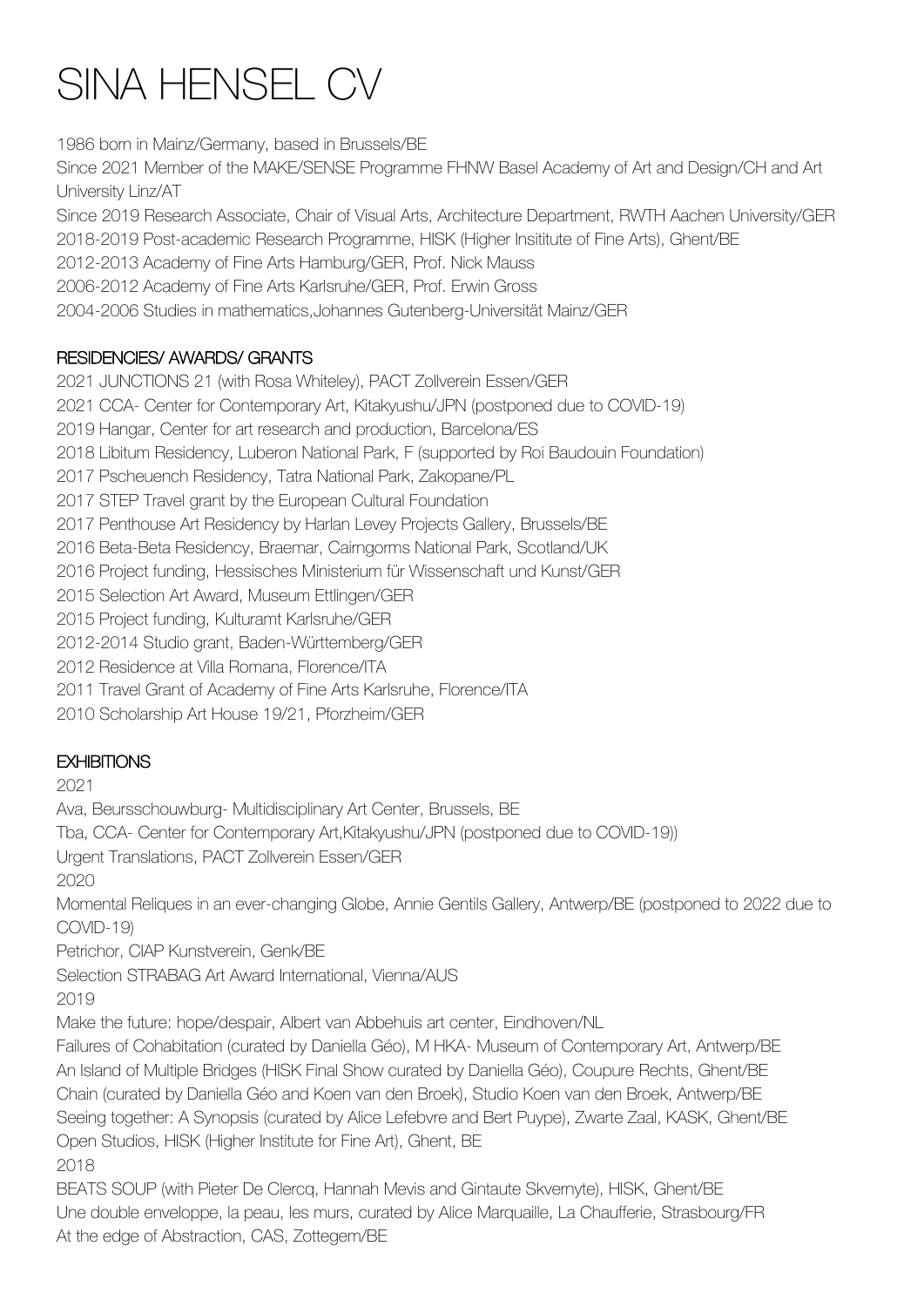# SINA HENSEL CV

1986 born in Mainz/Germany, based in Brussels/BE

Since 2021 Member of the MAKE/SENSE Programme FHNW Basel Academy of Art and Design/CH and Art University Linz/AT

Since 2019 Research Associate, Chair of Visual Arts, Architecture Department, RWTH Aachen University/GER

2018-2019 Post-academic Research Programme, HISK (Higher Insititute of Fine Arts), Ghent/BE

2012-2013 Academy of Fine Arts Hamburg/GER, Prof. Nick Mauss

2006-2012 Academy of Fine Arts Karlsruhe/GER, Prof. Erwin Gross

2004-2006 Studies in mathematics,Johannes Gutenberg-Universität Mainz/GER

## RESIDENCIES/ AWARDS/ GRANTS

2021 JUNCTIONS 21 (with Rosa Whiteley), PACT Zollverein Essen/GER

2021 CCA- Center for Contemporary Art, Kitakyushu/JPN (postponed due to COVID-19)

2019 Hangar, Center for art research and production, Barcelona/ES

2018 Libitum Residency, Luberon National Park, F (supported by Roi Baudouin Foundation)

2017 Pscheuench Residency, Tatra National Park, Zakopane/PL

2017 STEP Travel grant by the European Cultural Foundation

2017 Penthouse Art Residency by Harlan Levey Projects Gallery, Brussels/BE

2016 Beta-Beta Residency, Braemar, Cairngorms National Park, Scotland/UK

2016 Project funding, Hessisches Ministerium für Wissenschaft und Kunst/GER

2015 Selection Art Award, Museum Ettlingen/GER

2015 Project funding, Kulturamt Karlsruhe/GER

2012-2014 Studio grant, Baden-Württemberg/GER

2012 Residence at Villa Romana, Florence/ITA

2011 Travel Grant of Academy of Fine Arts Karlsruhe, Florence/ITA

2010 Scholarship Art House 19/21, Pforzheim/GER

## EXHIBITIONS

2021

Ava, Beursschouwburg- Multidisciplinary Art Center, Brussels, BE

Tba, CCA- Center for Contemporary Art,Kitakyushu/JPN (postponed due to COVID-19))

Urgent Translations, PACT Zollverein Essen/GER

2020

Momental Reliques in an ever-changing Globe, Annie Gentils Gallery, Antwerp/BE (postponed to 2022 due to COVID-19)

Petrichor, CIAP Kunstverein, Genk/BE

Selection STRABAG Art Award International, Vienna/AUS

2019

Make the future: hope/despair, Albert van Abbehuis art center, Eindhoven/NL

Failures of Cohabitation (curated by Daniella Géo), M HKA- Museum of Contemporary Art, Antwerp/BE

An Island of Multiple Bridges (HISK Final Show curated by Daniella Géo), Coupure Rechts, Ghent/BE

Chain (curated by Daniella Géo and Koen van den Broek), Studio Koen van den Broek, Antwerp/BE

Seeing together: A Synopsis (curated by Alice Lefebvre and Bert Puype), Zwarte Zaal, KASK, Ghent/BE

Open Studios, HISK (Higher Institute for Fine Art), Ghent, BE

2018

BEATS SOUP (with Pieter De Clercq, Hannah Mevis and Gintaute Skvernyte), HISK, Ghent/BE

Une double enveloppe, la peau, les murs, curated by Alice Marquaille, La Chaufferie, Strasbourg/FR

At the edge of Abstraction, CAS, Zottegem/BE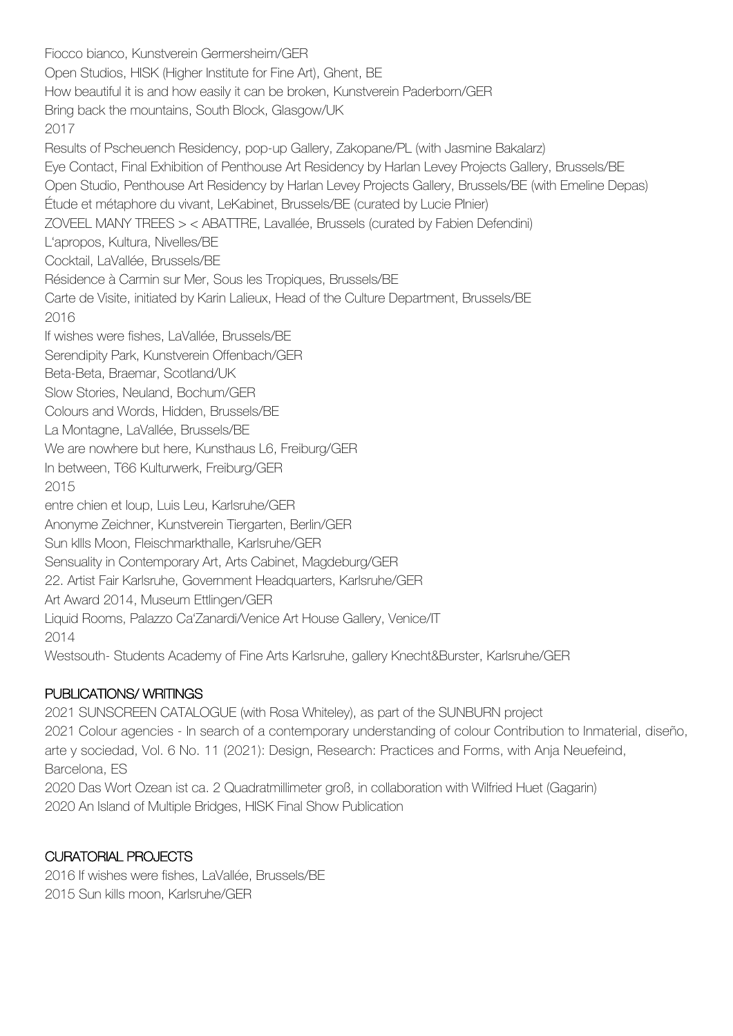Fiocco bianco, Kunstverein Germersheim/GER
Open Studios, HISK (Higher Institute for Fine Art), Ghent, BE
How beautiful it is and how easily it can be broken, Kunstverein Paderborn/GER
Bring back the mountains, South Block, Glasgow/UK
2017
Results of Pscheuench Residency, pop-up Gallery, Zakopane/PL (with Jasmine Bakalarz)
Eye Contact, Final Exhibition of Penthouse Art Residency by Harlan Levey Projects Gallery, Brussels/BE
Open Studio, Penthouse Art Residency by Harlan Levey Projects Gallery, Brussels/BE (with Emeline Depas)
Étude et métaphore du vivant, LeKabinet, Brussels/BE (curated by Lucie Plnier)
ZOVEEL MANY TREES > < ABATTRE, Lavallée, Brussels (curated by Fabien Defendini)
L'apropos, Kultura, Nivelles/BE
Cocktail, LaVallée, Brussels/BE
Résidence à Carmin sur Mer, Sous les Tropiques, Brussels/BE
Carte de Visite, initiated by Karin Lalieux, Head of the Culture Department, Brussels/BE
2016
If wishes were fishes, LaVallée, Brussels/BE
Serendipity Park, Kunstverein Offenbach/GER
Beta-Beta, Braemar, Scotland/UK
Slow Stories, Neuland, Bochum/GER
Colours and Words, Hidden, Brussels/BE
La Montagne, LaVallée, Brussels/BE
We are nowhere but here, Kunsthaus L6, Freiburg/GER
In between, T66 Kulturwerk, Freiburg/GER
2015
entre chien et loup, Luis Leu, Karlsruhe/GER
Anonyme Zeichner, Kunstverein Tiergarten, Berlin/GER
Sun kllls Moon, Fleischmarkthalle, Karlsruhe/GER
Sensuality in Contemporary Art, Arts Cabinet, Magdeburg/GER
22. Artist Fair Karlsruhe, Government Headquarters, Karlsruhe/GER
Art Award 2014, Museum Ettlingen/GER
Liquid Rooms, Palazzo Ca'Zanardi/Venice Art House Gallery, Venice/IT
2014
Westsouth- Students Academy of Fine Arts Karlsruhe, gallery Knecht&Burster, Karlsruhe/GER

## PUBLICATIONS/ WRITINGS

2021 SUNSCREEN CATALOGUE (with Rosa Whiteley), as part of the SUNBURN project
2021 Colour agencies - In search of a contemporary understanding of colour Contribution to Inmaterial, diseño, arte y sociedad, Vol. 6 No. 11 (2021): Design, Research: Practices and Forms, with Anja Neuefeind, Barcelona, ES
2020 Das Wort Ozean ist ca. 2 Quadratmillimeter groß, in collaboration with Wilfried Huet (Gagarin)
2020 An Island of Multiple Bridges, HISK Final Show Publication

## CURATORIAL PROJECTS

2016 If wishes were fishes, LaVallée, Brussels/BE
2015 Sun kills moon, Karlsruhe/GER